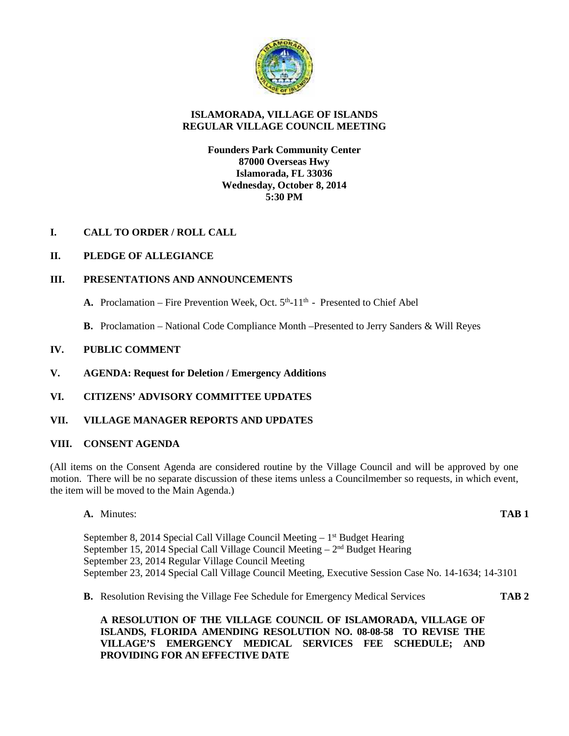# ISLAMORADA, VILLAGE OF ISLANDS
# REGULAR VILLAGE COUNCIL MEETING

**Founders Park Community Center**
**87000 Overseas Hwy**
**Islamorada, FL 33036**
**Wednesday, October 8, 2014**
**5:30 PM**

## I. CALL TO ORDER / ROLL CALL

## II. PLEDGE OF ALLEGIANCE

## III. PRESENTATIONS AND ANNOUNCEMENTS

**A.** Proclamation – Fire Prevention Week, Oct. 5th-11th - Presented to Chief Abel

**B.** Proclamation – National Code Compliance Month –Presented to Jerry Sanders & Will Reyes

## IV. PUBLIC COMMENT

## V. AGENDA: Request for Deletion / Emergency Additions

## VI. CITIZENS' ADVISORY COMMITTEE UPDATES

## VII. VILLAGE MANAGER REPORTS AND UPDATES

## VIII. CONSENT AGENDA

(All items on the Consent Agenda are considered routine by the Village Council and will be approved by one motion. There will be no separate discussion of these items unless a Councilmember so requests, in which event, the item will be moved to the Main Agenda.)

**A.** Minutes: **TAB 1**

September 8, 2014 Special Call Village Council Meeting – 1st Budget Hearing
September 15, 2014 Special Call Village Council Meeting – 2nd Budget Hearing
September 23, 2014 Regular Village Council Meeting
September 23, 2014 Special Call Village Council Meeting, Executive Session Case No. 14-1634; 14-3101

**B.** Resolution Revising the Village Fee Schedule for Emergency Medical Services **TAB 2**

**A RESOLUTION OF THE VILLAGE COUNCIL OF ISLAMORADA, VILLAGE OF ISLANDS, FLORIDA AMENDING RESOLUTION NO. 08-08-58 TO REVISE THE VILLAGE'S EMERGENCY MEDICAL SERVICES FEE SCHEDULE; AND PROVIDING FOR AN EFFECTIVE DATE**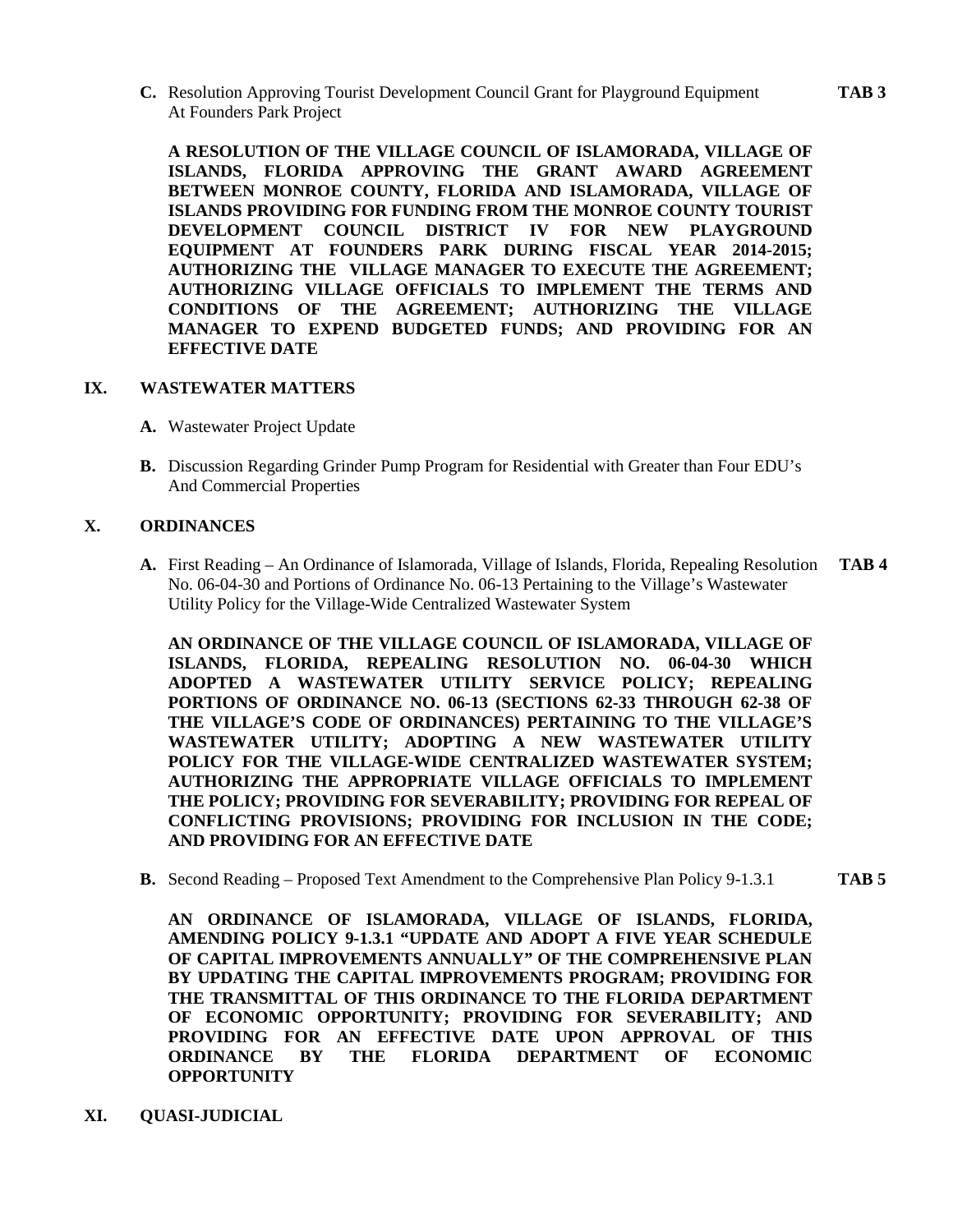**C.** Resolution Approving Tourist Development Council Grant for Playground Equipment At Founders Park Project **TAB 3**

**A RESOLUTION OF THE VILLAGE COUNCIL OF ISLAMORADA, VILLAGE OF ISLANDS, FLORIDA APPROVING THE GRANT AWARD AGREEMENT BETWEEN MONROE COUNTY, FLORIDA AND ISLAMORADA, VILLAGE OF ISLANDS PROVIDING FOR FUNDING FROM THE MONROE COUNTY TOURIST DEVELOPMENT COUNCIL DISTRICT IV FOR NEW PLAYGROUND EQUIPMENT AT FOUNDERS PARK DURING FISCAL YEAR 2014-2015; AUTHORIZING THE VILLAGE MANAGER TO EXECUTE THE AGREEMENT; AUTHORIZING VILLAGE OFFICIALS TO IMPLEMENT THE TERMS AND CONDITIONS OF THE AGREEMENT; AUTHORIZING THE VILLAGE MANAGER TO EXPEND BUDGETED FUNDS; AND PROVIDING FOR AN EFFECTIVE DATE**

## IX. WASTEWATER MATTERS

**A.** Wastewater Project Update

**B.** Discussion Regarding Grinder Pump Program for Residential with Greater than Four EDU's And Commercial Properties

## X. ORDINANCES

**A.** First Reading – An Ordinance of Islamorada, Village of Islands, Florida, Repealing Resolution No. 06-04-30 and Portions of Ordinance No. 06-13 Pertaining to the Village's Wastewater Utility Policy for the Village-Wide Centralized Wastewater System **TAB 4**

**AN ORDINANCE OF THE VILLAGE COUNCIL OF ISLAMORADA, VILLAGE OF ISLANDS, FLORIDA, REPEALING RESOLUTION NO. 06-04-30 WHICH ADOPTED A WASTEWATER UTILITY SERVICE POLICY; REPEALING PORTIONS OF ORDINANCE NO. 06-13 (SECTIONS 62-33 THROUGH 62-38 OF THE VILLAGE'S CODE OF ORDINANCES) PERTAINING TO THE VILLAGE'S WASTEWATER UTILITY; ADOPTING A NEW WASTEWATER UTILITY POLICY FOR THE VILLAGE-WIDE CENTRALIZED WASTEWATER SYSTEM; AUTHORIZING THE APPROPRIATE VILLAGE OFFICIALS TO IMPLEMENT THE POLICY; PROVIDING FOR SEVERABILITY; PROVIDING FOR REPEAL OF CONFLICTING PROVISIONS; PROVIDING FOR INCLUSION IN THE CODE; AND PROVIDING FOR AN EFFECTIVE DATE**

**B.** Second Reading – Proposed Text Amendment to the Comprehensive Plan Policy 9-1.3.1 **TAB 5**

**AN ORDINANCE OF ISLAMORADA, VILLAGE OF ISLANDS, FLORIDA, AMENDING POLICY 9-1.3.1 "UPDATE AND ADOPT A FIVE YEAR SCHEDULE OF CAPITAL IMPROVEMENTS ANNUALLY" OF THE COMPREHENSIVE PLAN BY UPDATING THE CAPITAL IMPROVEMENTS PROGRAM; PROVIDING FOR THE TRANSMITTAL OF THIS ORDINANCE TO THE FLORIDA DEPARTMENT OF ECONOMIC OPPORTUNITY; PROVIDING FOR SEVERABILITY; AND PROVIDING FOR AN EFFECTIVE DATE UPON APPROVAL OF THIS ORDINANCE BY THE FLORIDA DEPARTMENT OF ECONOMIC OPPORTUNITY**

## XI. QUASI-JUDICIAL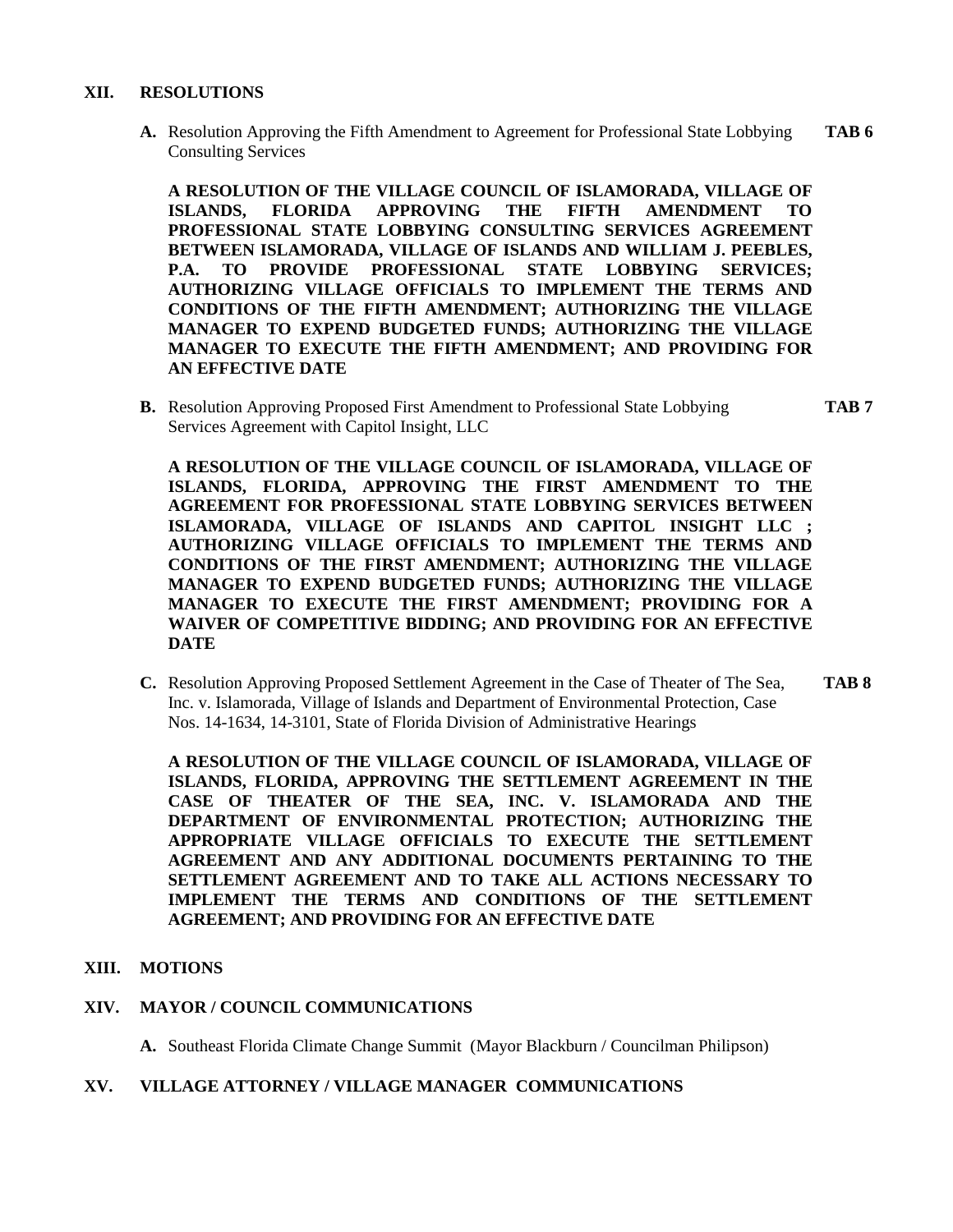## XII. RESOLUTIONS

**A.** Resolution Approving the Fifth Amendment to Agreement for Professional State Lobbying Consulting Services **TAB 6**

**A RESOLUTION OF THE VILLAGE COUNCIL OF ISLAMORADA, VILLAGE OF ISLANDS, FLORIDA APPROVING THE FIFTH AMENDMENT TO PROFESSIONAL STATE LOBBYING CONSULTING SERVICES AGREEMENT BETWEEN ISLAMORADA, VILLAGE OF ISLANDS AND WILLIAM J. PEEBLES, P.A. TO PROVIDE PROFESSIONAL STATE LOBBYING SERVICES; AUTHORIZING VILLAGE OFFICIALS TO IMPLEMENT THE TERMS AND CONDITIONS OF THE FIFTH AMENDMENT; AUTHORIZING THE VILLAGE MANAGER TO EXPEND BUDGETED FUNDS; AUTHORIZING THE VILLAGE MANAGER TO EXECUTE THE FIFTH AMENDMENT; AND PROVIDING FOR AN EFFECTIVE DATE**

**B.** Resolution Approving Proposed First Amendment to Professional State Lobbying Services Agreement with Capitol Insight, LLC **TAB 7**

**A RESOLUTION OF THE VILLAGE COUNCIL OF ISLAMORADA, VILLAGE OF ISLANDS, FLORIDA, APPROVING THE FIRST AMENDMENT TO THE AGREEMENT FOR PROFESSIONAL STATE LOBBYING SERVICES BETWEEN ISLAMORADA, VILLAGE OF ISLANDS AND CAPITOL INSIGHT LLC ; AUTHORIZING VILLAGE OFFICIALS TO IMPLEMENT THE TERMS AND CONDITIONS OF THE FIRST AMENDMENT; AUTHORIZING THE VILLAGE MANAGER TO EXPEND BUDGETED FUNDS; AUTHORIZING THE VILLAGE MANAGER TO EXECUTE THE FIRST AMENDMENT; PROVIDING FOR A WAIVER OF COMPETITIVE BIDDING; AND PROVIDING FOR AN EFFECTIVE DATE**

**C.** Resolution Approving Proposed Settlement Agreement in the Case of Theater of The Sea, Inc. v. Islamorada, Village of Islands and Department of Environmental Protection, Case Nos. 14-1634, 14-3101, State of Florida Division of Administrative Hearings **TAB 8**

**A RESOLUTION OF THE VILLAGE COUNCIL OF ISLAMORADA, VILLAGE OF ISLANDS, FLORIDA, APPROVING THE SETTLEMENT AGREEMENT IN THE CASE OF THEATER OF THE SEA, INC. V. ISLAMORADA AND THE DEPARTMENT OF ENVIRONMENTAL PROTECTION; AUTHORIZING THE APPROPRIATE VILLAGE OFFICIALS TO EXECUTE THE SETTLEMENT AGREEMENT AND ANY ADDITIONAL DOCUMENTS PERTAINING TO THE SETTLEMENT AGREEMENT AND TO TAKE ALL ACTIONS NECESSARY TO IMPLEMENT THE TERMS AND CONDITIONS OF THE SETTLEMENT AGREEMENT; AND PROVIDING FOR AN EFFECTIVE DATE**

## XIII. MOTIONS

## XIV. MAYOR / COUNCIL COMMUNICATIONS

**A.** Southeast Florida Climate Change Summit (Mayor Blackburn / Councilman Philipson)

## XV. VILLAGE ATTORNEY / VILLAGE MANAGER COMMUNICATIONS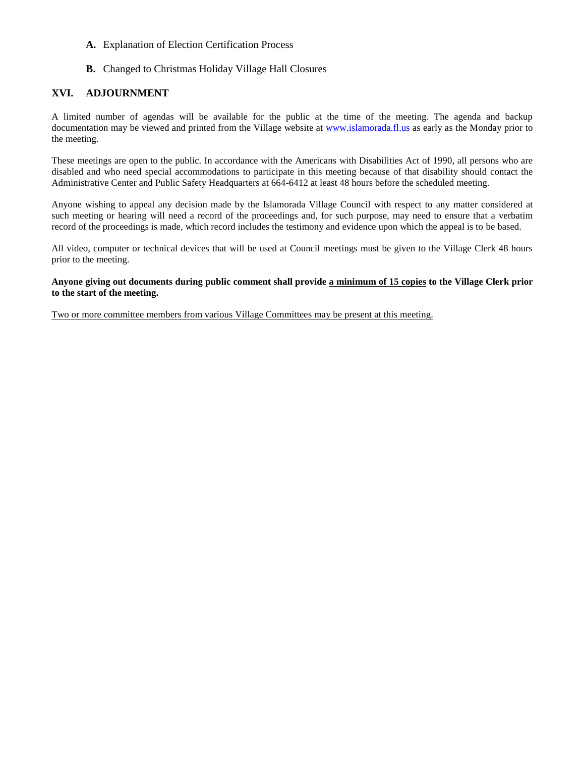**A.** Explanation of Election Certification Process

**B.** Changed to Christmas Holiday Village Hall Closures

## XVI. ADJOURNMENT

A limited number of agendas will be available for the public at the time of the meeting. The agenda and backup documentation may be viewed and printed from the Village website at [www.islamorada.fl.us](http://www.islamorada.fl.us) as early as the Monday prior to the meeting.

These meetings are open to the public. In accordance with the Americans with Disabilities Act of 1990, all persons who are disabled and who need special accommodations to participate in this meeting because of that disability should contact the Administrative Center and Public Safety Headquarters at 664-6412 at least 48 hours before the scheduled meeting.

Anyone wishing to appeal any decision made by the Islamorada Village Council with respect to any matter considered at such meeting or hearing will need a record of the proceedings and, for such purpose, may need to ensure that a verbatim record of the proceedings is made, which record includes the testimony and evidence upon which the appeal is to be based.

All video, computer or technical devices that will be used at Council meetings must be given to the Village Clerk 48 hours prior to the meeting.

**Anyone giving out documents during public comment shall provide <u>a minimum of 15 copies</u> to the Village Clerk prior to the start of the meeting.**

<u>Two or more committee members from various Village Committees may be present at this meeting.</u>